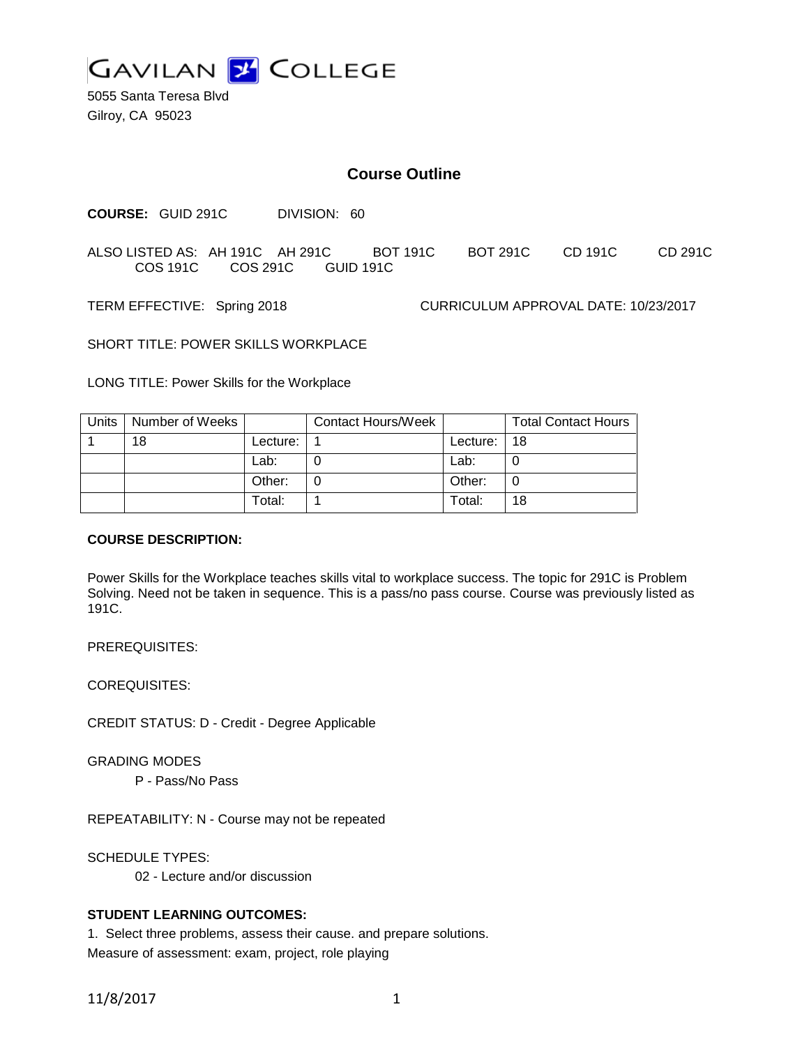GAVILAN COLLEGE

5055 Santa Teresa Blvd
Gilroy, CA 95023

# Course Outline

**COURSE:** GUID 291C DIVISION: 60

ALSO LISTED AS: AH 191C AH 291C BOT 191C BOT 291C CD 191C CD 291C COS 191C COS 291C GUID 191C

TERM EFFECTIVE: Spring 2018 CURRICULUM APPROVAL DATE: 10/23/2017

SHORT TITLE: POWER SKILLS WORKPLACE

LONG TITLE: Power Skills for the Workplace

| Units | Number of Weeks | | Contact Hours/Week | | Total Contact Hours |
|---|---|---|---|---|---|
| 1 | 18 | Lecture: | 1 | Lecture: | 18 |
| | | Lab: | 0 | Lab: | 0 |
| | | Other: | 0 | Other: | 0 |
| | | Total: | 1 | Total: | 18 |

**COURSE DESCRIPTION:**

Power Skills for the Workplace teaches skills vital to workplace success. The topic for 291C is Problem Solving. Need not be taken in sequence. This is a pass/no pass course. Course was previously listed as 191C.

PREREQUISITES:

COREQUISITES:

CREDIT STATUS: D - Credit - Degree Applicable

GRADING MODES

P - Pass/No Pass

REPEATABILITY: N - Course may not be repeated

SCHEDULE TYPES:

02 - Lecture and/or discussion

**STUDENT LEARNING OUTCOMES:**

1. Select three problems, assess their cause. and prepare solutions.
Measure of assessment: exam, project, role playing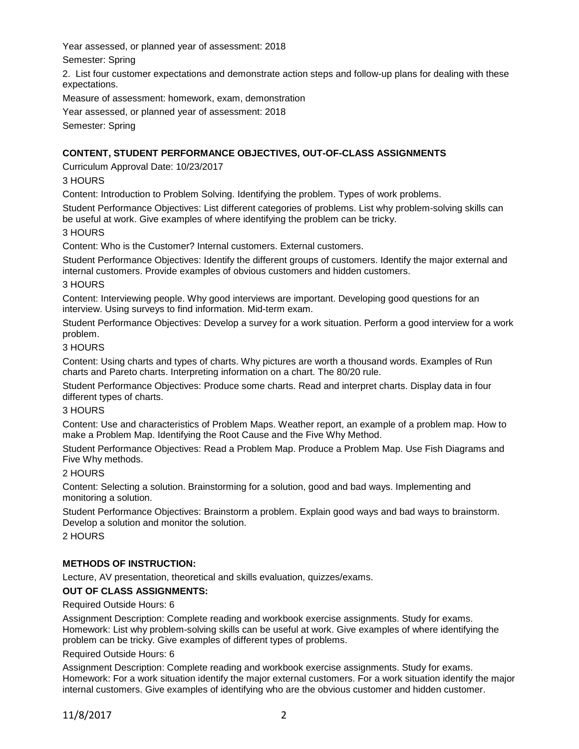Year assessed, or planned year of assessment: 2018

Semester: Spring

2. List four customer expectations and demonstrate action steps and follow-up plans for dealing with these expectations.

Measure of assessment: homework, exam, demonstration

Year assessed, or planned year of assessment: 2018

Semester: Spring

## CONTENT, STUDENT PERFORMANCE OBJECTIVES, OUT-OF-CLASS ASSIGNMENTS

Curriculum Approval Date: 10/23/2017

3 HOURS

Content: Introduction to Problem Solving. Identifying the problem. Types of work problems.

Student Performance Objectives: List different categories of problems. List why problem-solving skills can be useful at work. Give examples of where identifying the problem can be tricky.

3 HOURS

Content: Who is the Customer? Internal customers. External customers.

Student Performance Objectives: Identify the different groups of customers. Identify the major external and internal customers. Provide examples of obvious customers and hidden customers.

3 HOURS

Content: Interviewing people. Why good interviews are important. Developing good questions for an interview. Using surveys to find information. Mid-term exam.

Student Performance Objectives: Develop a survey for a work situation. Perform a good interview for a work problem.

3 HOURS

Content: Using charts and types of charts. Why pictures are worth a thousand words. Examples of Run charts and Pareto charts. Interpreting information on a chart. The 80/20 rule.

Student Performance Objectives: Produce some charts. Read and interpret charts. Display data in four different types of charts.

3 HOURS

Content: Use and characteristics of Problem Maps. Weather report, an example of a problem map. How to make a Problem Map. Identifying the Root Cause and the Five Why Method.

Student Performance Objectives: Read a Problem Map. Produce a Problem Map. Use Fish Diagrams and Five Why methods.

2 HOURS

Content: Selecting a solution. Brainstorming for a solution, good and bad ways. Implementing and monitoring a solution.

Student Performance Objectives: Brainstorm a problem. Explain good ways and bad ways to brainstorm. Develop a solution and monitor the solution.

2 HOURS

## METHODS OF INSTRUCTION:

Lecture, AV presentation, theoretical and skills evaluation, quizzes/exams.

## OUT OF CLASS ASSIGNMENTS:

Required Outside Hours: 6

Assignment Description: Complete reading and workbook exercise assignments. Study for exams. Homework: List why problem-solving skills can be useful at work. Give examples of where identifying the problem can be tricky. Give examples of different types of problems.

Required Outside Hours: 6

Assignment Description: Complete reading and workbook exercise assignments. Study for exams. Homework: For a work situation identify the major external customers. For a work situation identify the major internal customers. Give examples of identifying who are the obvious customer and hidden customer.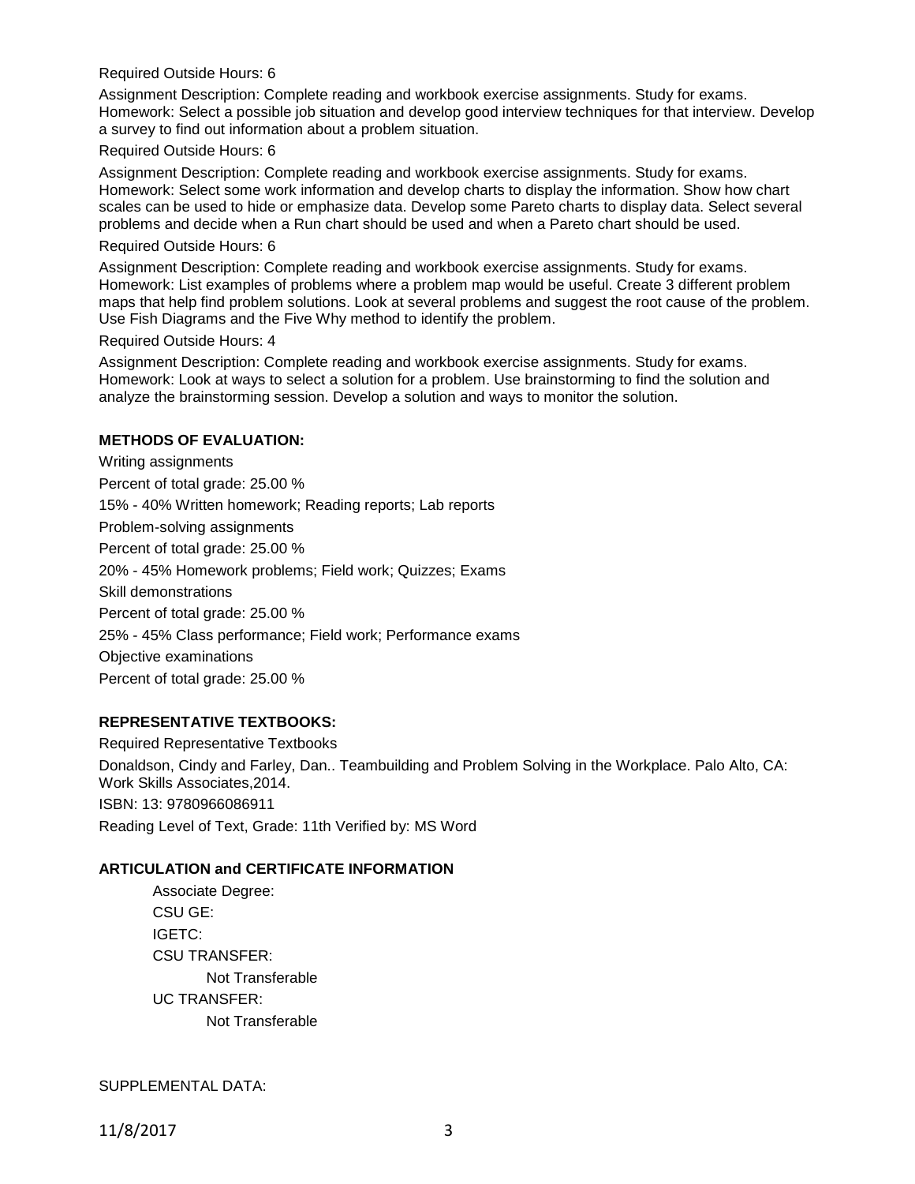Required Outside Hours: 6

Assignment Description: Complete reading and workbook exercise assignments. Study for exams. Homework: Select a possible job situation and develop good interview techniques for that interview. Develop a survey to find out information about a problem situation.

Required Outside Hours: 6

Assignment Description: Complete reading and workbook exercise assignments. Study for exams. Homework: Select some work information and develop charts to display the information. Show how chart scales can be used to hide or emphasize data. Develop some Pareto charts to display data. Select several problems and decide when a Run chart should be used and when a Pareto chart should be used.

Required Outside Hours: 6

Assignment Description: Complete reading and workbook exercise assignments. Study for exams. Homework: List examples of problems where a problem map would be useful. Create 3 different problem maps that help find problem solutions. Look at several problems and suggest the root cause of the problem. Use Fish Diagrams and the Five Why method to identify the problem.

Required Outside Hours: 4

Assignment Description: Complete reading and workbook exercise assignments. Study for exams. Homework: Look at ways to select a solution for a problem. Use brainstorming to find the solution and analyze the brainstorming session. Develop a solution and ways to monitor the solution.

**METHODS OF EVALUATION:**

Writing assignments

Percent of total grade: 25.00 %

15% - 40% Written homework; Reading reports; Lab reports

Problem-solving assignments

Percent of total grade: 25.00 %

20% - 45% Homework problems; Field work; Quizzes; Exams

Skill demonstrations

Percent of total grade: 25.00 %

25% - 45% Class performance; Field work; Performance exams

Objective examinations

Percent of total grade: 25.00 %

**REPRESENTATIVE TEXTBOOKS:**

Required Representative Textbooks

Donaldson, Cindy and Farley, Dan.. Teambuilding and Problem Solving in the Workplace. Palo Alto, CA: Work Skills Associates,2014.

ISBN: 13: 9780966086911

Reading Level of Text, Grade: 11th Verified by: MS Word

**ARTICULATION and CERTIFICATE INFORMATION**

Associate Degree:
CSU GE:
IGETC:
CSU TRANSFER:
 Not Transferable
UC TRANSFER:
 Not Transferable

SUPPLEMENTAL DATA: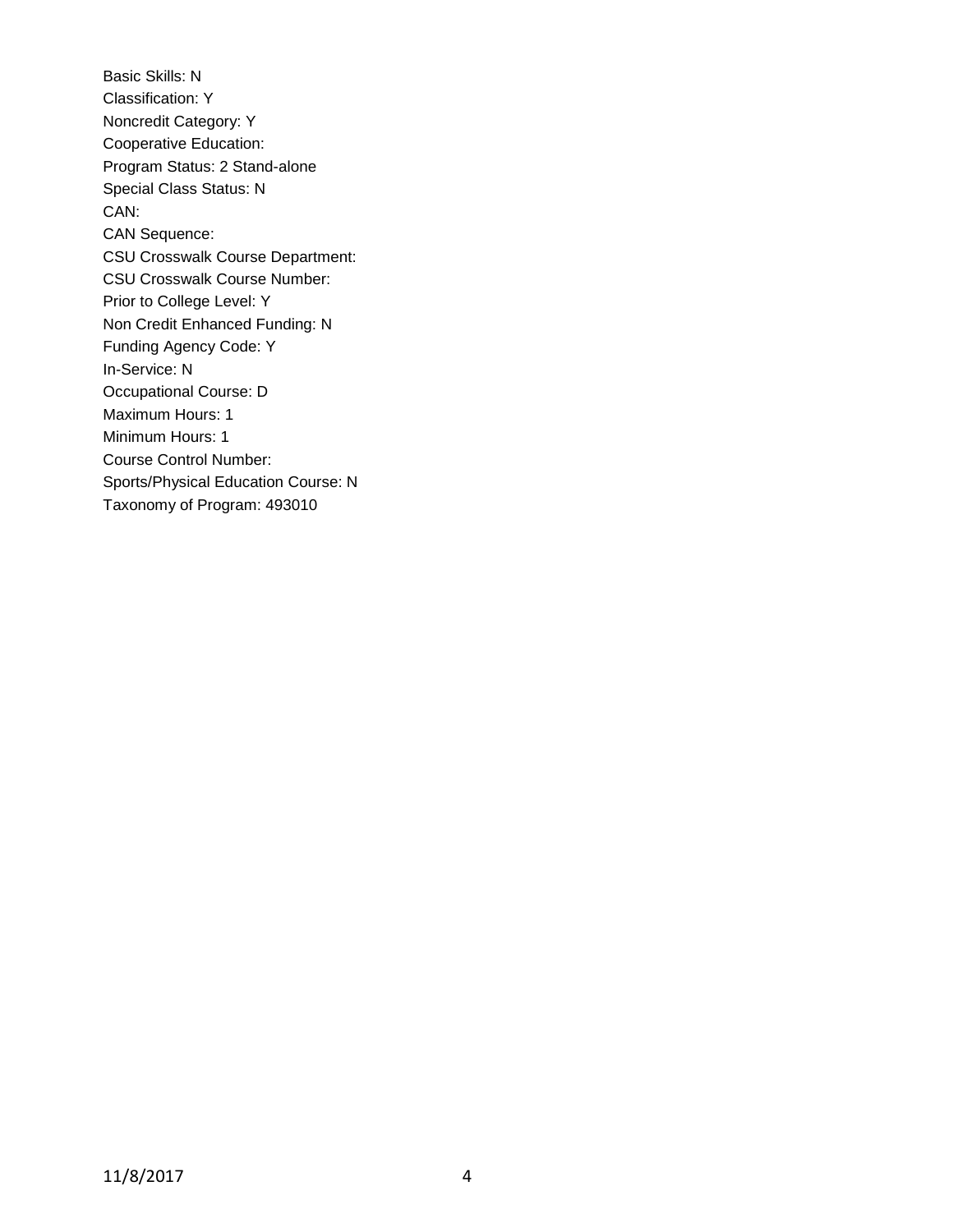Basic Skills: N
Classification: Y
Noncredit Category: Y
Cooperative Education:
Program Status: 2 Stand-alone
Special Class Status: N
CAN:
CAN Sequence:
CSU Crosswalk Course Department:
CSU Crosswalk Course Number:
Prior to College Level: Y
Non Credit Enhanced Funding: N
Funding Agency Code: Y
In-Service: N
Occupational Course: D
Maximum Hours: 1
Minimum Hours: 1
Course Control Number:
Sports/Physical Education Course: N
Taxonomy of Program: 493010